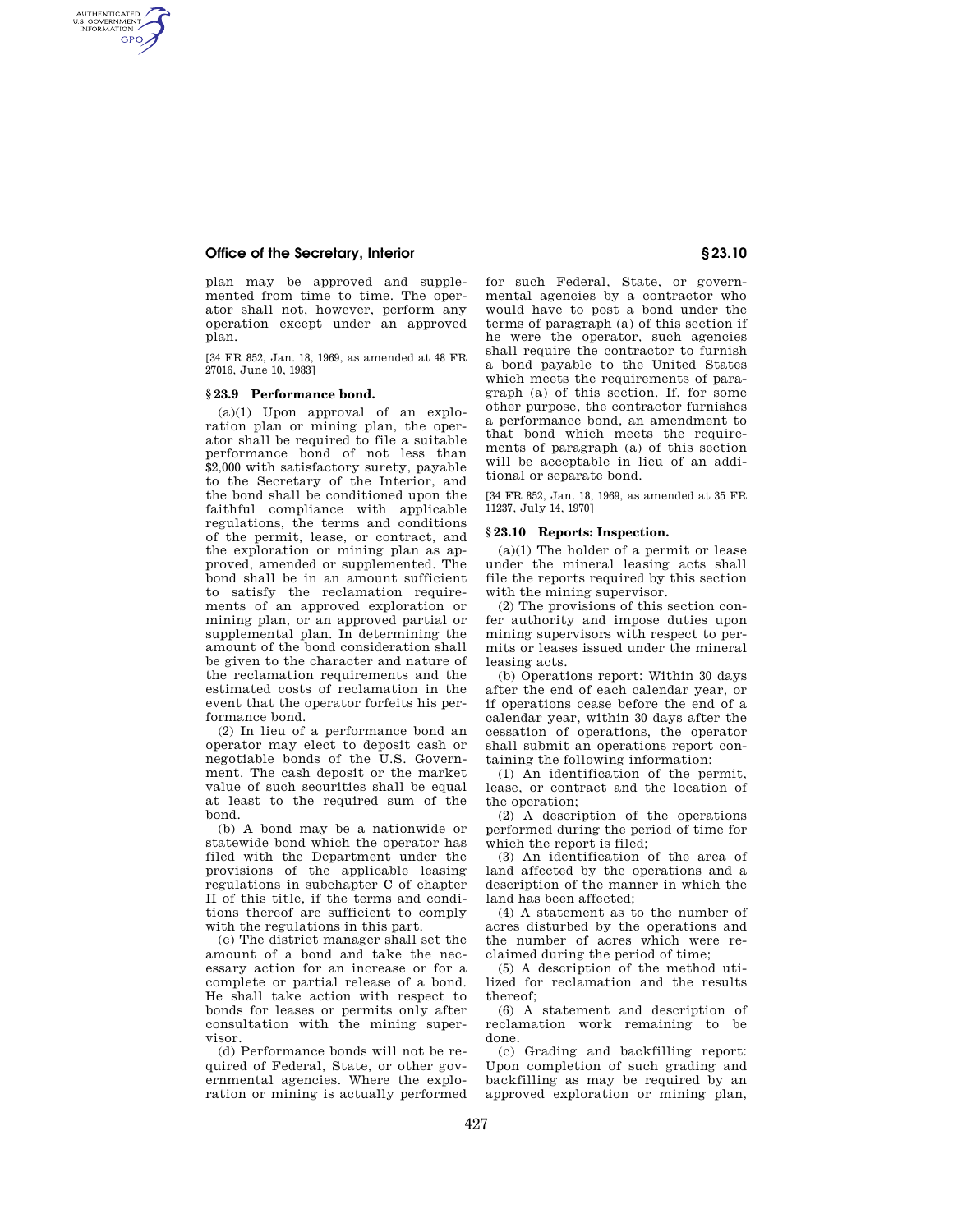plan may be approved and supplemented from time to time. The operator shall not, however, perform any operation except under an approved plan.

[34 FR 852, Jan. 18, 1969, as amended at 48 FR 27016, June 10, 1983]

### § 23.9 Performance bond.

(a)(1) Upon approval of an exploration plan or mining plan, the operator shall be required to file a suitable performance bond of not less than $2,000 with satisfactory surety, payable to the Secretary of the Interior, and the bond shall be conditioned upon the faithful compliance with applicable regulations, the terms and conditions of the permit, lease, or contract, and the exploration or mining plan as approved, amended or supplemented. The bond shall be in an amount sufficient to satisfy the reclamation requirements of an approved exploration or mining plan, or an approved partial or supplemental plan. In determining the amount of the bond consideration shall be given to the character and nature of the reclamation requirements and the estimated costs of reclamation in the event that the operator forfeits his performance bond.

(2) In lieu of a performance bond an operator may elect to deposit cash or negotiable bonds of the U.S. Government. The cash deposit or the market value of such securities shall be equal at least to the required sum of the bond.

(b) A bond may be a nationwide or statewide bond which the operator has filed with the Department under the provisions of the applicable leasing regulations in subchapter C of chapter II of this title, if the terms and conditions thereof are sufficient to comply with the regulations in this part.

(c) The district manager shall set the amount of a bond and take the necessary action for an increase or for a complete or partial release of a bond. He shall take action with respect to bonds for leases or permits only after consultation with the mining supervisor.

(d) Performance bonds will not be required of Federal, State, or other governmental agencies. Where the exploration or mining is actually performed for such Federal, State, or governmental agencies by a contractor who would have to post a bond under the terms of paragraph (a) of this section if he were the operator, such agencies shall require the contractor to furnish a performance bond payable to the United States which meets the requirements of paragraph (a) of this section. If, for some other purpose, the contractor furnishes a performance bond, an amendment to that bond which meets the requirements of paragraph (a) of this section will be acceptable in lieu of an additional or separate bond.

[34 FR 852, Jan. 18, 1969, as amended at 35 FR 11237, July 14, 1970]

### § 23.10 Reports: Inspection.

(a)(1) The holder of a permit or lease under the mineral leasing acts shall file the reports required by this section with the mining supervisor.

(2) The provisions of this section confer authority and impose duties upon mining supervisors with respect to permits or leases issued under the mineral leasing acts.

(b) Operations report: Within 30 days after the end of each calendar year, or if operations cease before the end of a calendar year, within 30 days after the cessation of operations, the operator shall submit an operations report containing the following information:

(1) An identification of the permit, lease, or contract and the location of the operation;

(2) A description of the operations performed during the period of time for which the report is filed;

(3) An identification of the area of land affected by the operations and a description of the manner in which the land has been affected;

(4) A statement as to the number of acres disturbed by the operations and the number of acres which were reclaimed during the period of time;

(5) A description of the method utilized for reclamation and the results thereof;

(6) A statement and description of reclamation work remaining to be done.

(c) Grading and backfilling report: Upon completion of such grading and backfilling as may be required by an approved exploration or mining plan,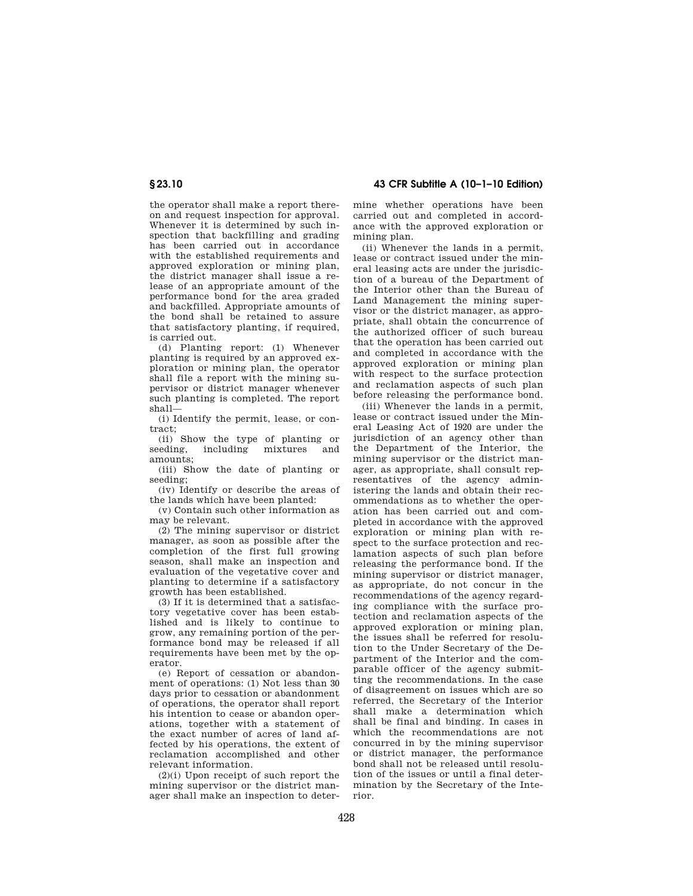the operator shall make a report thereon and request inspection for approval. Whenever it is determined by such inspection that backfilling and grading has been carried out in accordance with the established requirements and approved exploration or mining plan, the district manager shall issue a release of an appropriate amount of the performance bond for the area graded and backfilled. Appropriate amounts of the bond shall be retained to assure that satisfactory planting, if required, is carried out.

(d) Planting report: (1) Whenever planting is required by an approved exploration or mining plan, the operator shall file a report with the mining supervisor or district manager whenever such planting is completed. The report shall—

(i) Identify the permit, lease, or contract;

(ii) Show the type of planting or seeding, including mixtures and amounts;

(iii) Show the date of planting or seeding;

(iv) Identify or describe the areas of the lands which have been planted:

(v) Contain such other information as may be relevant.

(2) The mining supervisor or district manager, as soon as possible after the completion of the first full growing season, shall make an inspection and evaluation of the vegetative cover and planting to determine if a satisfactory growth has been established.

(3) If it is determined that a satisfactory vegetative cover has been established and is likely to continue to grow, any remaining portion of the performance bond may be released if all requirements have been met by the operator.

(e) Report of cessation or abandonment of operations: (1) Not less than 30 days prior to cessation or abandonment of operations, the operator shall report his intention to cease or abandon operations, together with a statement of the exact number of acres of land affected by his operations, the extent of reclamation accomplished and other relevant information.

(2)(i) Upon receipt of such report the mining supervisor or the district manager shall make an inspection to determine whether operations have been carried out and completed in accordance with the approved exploration or mining plan.

(ii) Whenever the lands in a permit, lease or contract issued under the mineral leasing acts are under the jurisdiction of a bureau of the Department of the Interior other than the Bureau of Land Management the mining supervisor or the district manager, as appropriate, shall obtain the concurrence of the authorized officer of such bureau that the operation has been carried out and completed in accordance with the approved exploration or mining plan with respect to the surface protection and reclamation aspects of such plan before releasing the performance bond.

(iii) Whenever the lands in a permit, lease or contract issued under the Mineral Leasing Act of 1920 are under the jurisdiction of an agency other than the Department of the Interior, the mining supervisor or the district manager, as appropriate, shall consult representatives of the agency administering the lands and obtain their recommendations as to whether the operation has been carried out and completed in accordance with the approved exploration or mining plan with respect to the surface protection and reclamation aspects of such plan before releasing the performance bond. If the mining supervisor or district manager, as appropriate, do not concur in the recommendations of the agency regarding compliance with the surface protection and reclamation aspects of the approved exploration or mining plan, the issues shall be referred for resolution to the Under Secretary of the Department of the Interior and the comparable officer of the agency submitting the recommendations. In the case of disagreement on issues which are so referred, the Secretary of the Interior shall make a determination which shall be final and binding. In cases in which the recommendations are not concurred in by the mining supervisor or district manager, the performance bond shall not be released until resolution of the issues or until a final determination by the Secretary of the Interior.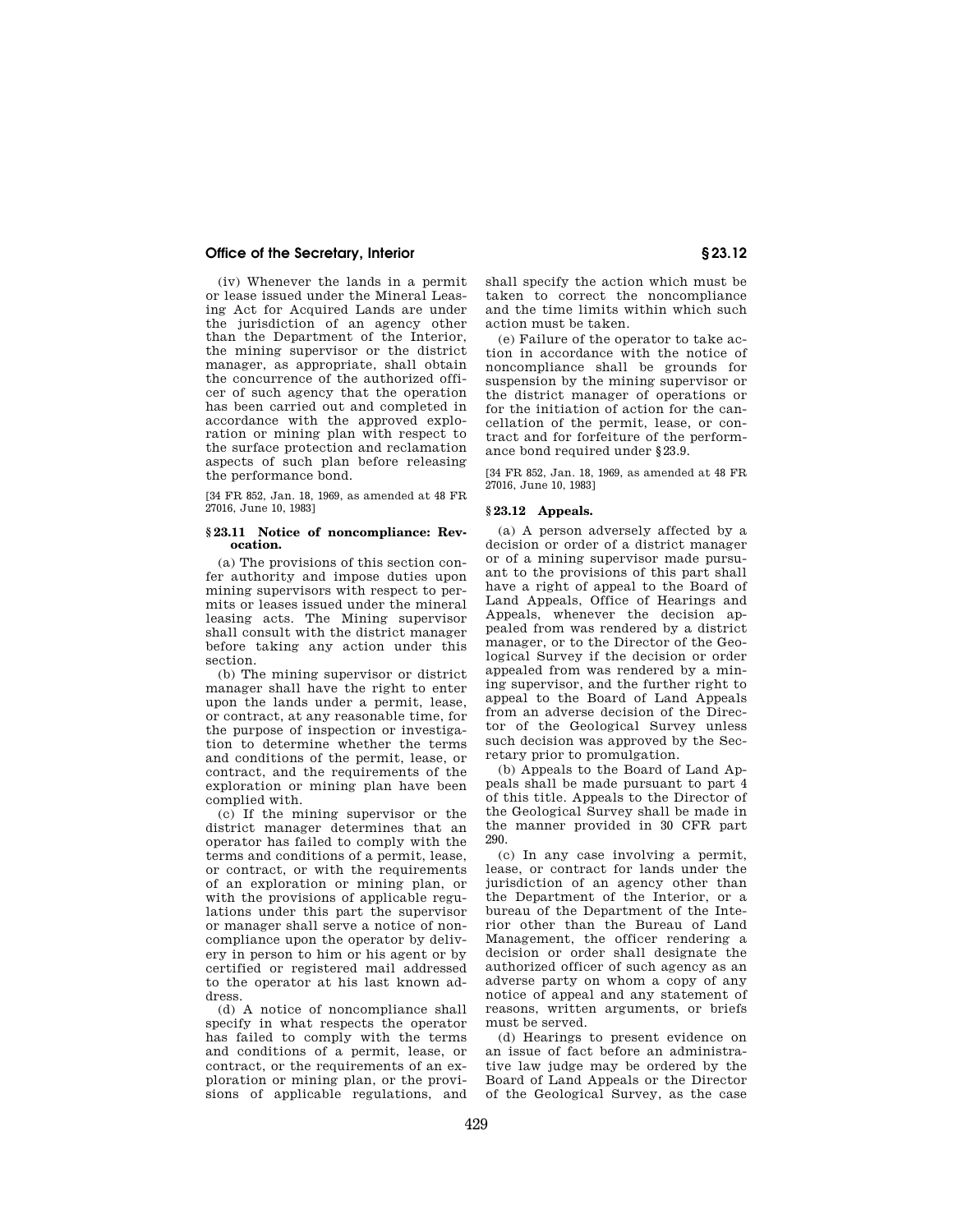(iv) Whenever the lands in a permit or lease issued under the Mineral Leasing Act for Acquired Lands are under the jurisdiction of an agency other than the Department of the Interior, the mining supervisor or the district manager, as appropriate, shall obtain the concurrence of the authorized officer of such agency that the operation has been carried out and completed in accordance with the approved exploration or mining plan with respect to the surface protection and reclamation aspects of such plan before releasing the performance bond.

[34 FR 852, Jan. 18, 1969, as amended at 48 FR 27016, June 10, 1983]

### § 23.11 Notice of noncompliance: Revocation.

(a) The provisions of this section confer authority and impose duties upon mining supervisors with respect to permits or leases issued under the mineral leasing acts. The Mining supervisor shall consult with the district manager before taking any action under this section.

(b) The mining supervisor or district manager shall have the right to enter upon the lands under a permit, lease, or contract, at any reasonable time, for the purpose of inspection or investigation to determine whether the terms and conditions of the permit, lease, or contract, and the requirements of the exploration or mining plan have been complied with.

(c) If the mining supervisor or the district manager determines that an operator has failed to comply with the terms and conditions of a permit, lease, or contract, or with the requirements of an exploration or mining plan, or with the provisions of applicable regulations under this part the supervisor or manager shall serve a notice of noncompliance upon the operator by delivery in person to him or his agent or by certified or registered mail addressed to the operator at his last known address.

(d) A notice of noncompliance shall specify in what respects the operator has failed to comply with the terms and conditions of a permit, lease, or contract, or the requirements of an exploration or mining plan, or the provisions of applicable regulations, and shall specify the action which must be taken to correct the noncompliance and the time limits within which such action must be taken.

(e) Failure of the operator to take action in accordance with the notice of noncompliance shall be grounds for suspension by the mining supervisor or the district manager of operations or for the initiation of action for the cancellation of the permit, lease, or contract and for forfeiture of the performance bond required under §23.9.

[34 FR 852, Jan. 18, 1969, as amended at 48 FR 27016, June 10, 1983]

### § 23.12 Appeals.

(a) A person adversely affected by a decision or order of a district manager or of a mining supervisor made pursuant to the provisions of this part shall have a right of appeal to the Board of Land Appeals, Office of Hearings and Appeals, whenever the decision appealed from was rendered by a district manager, or to the Director of the Geological Survey if the decision or order appealed from was rendered by a mining supervisor, and the further right to appeal to the Board of Land Appeals from an adverse decision of the Director of the Geological Survey unless such decision was approved by the Secretary prior to promulgation.

(b) Appeals to the Board of Land Appeals shall be made pursuant to part 4 of this title. Appeals to the Director of the Geological Survey shall be made in the manner provided in 30 CFR part 290.

(c) In any case involving a permit, lease, or contract for lands under the jurisdiction of an agency other than the Department of the Interior, or a bureau of the Department of the Interior other than the Bureau of Land Management, the officer rendering a decision or order shall designate the authorized officer of such agency as an adverse party on whom a copy of any notice of appeal and any statement of reasons, written arguments, or briefs must be served.

(d) Hearings to present evidence on an issue of fact before an administrative law judge may be ordered by the Board of Land Appeals or the Director of the Geological Survey, as the case